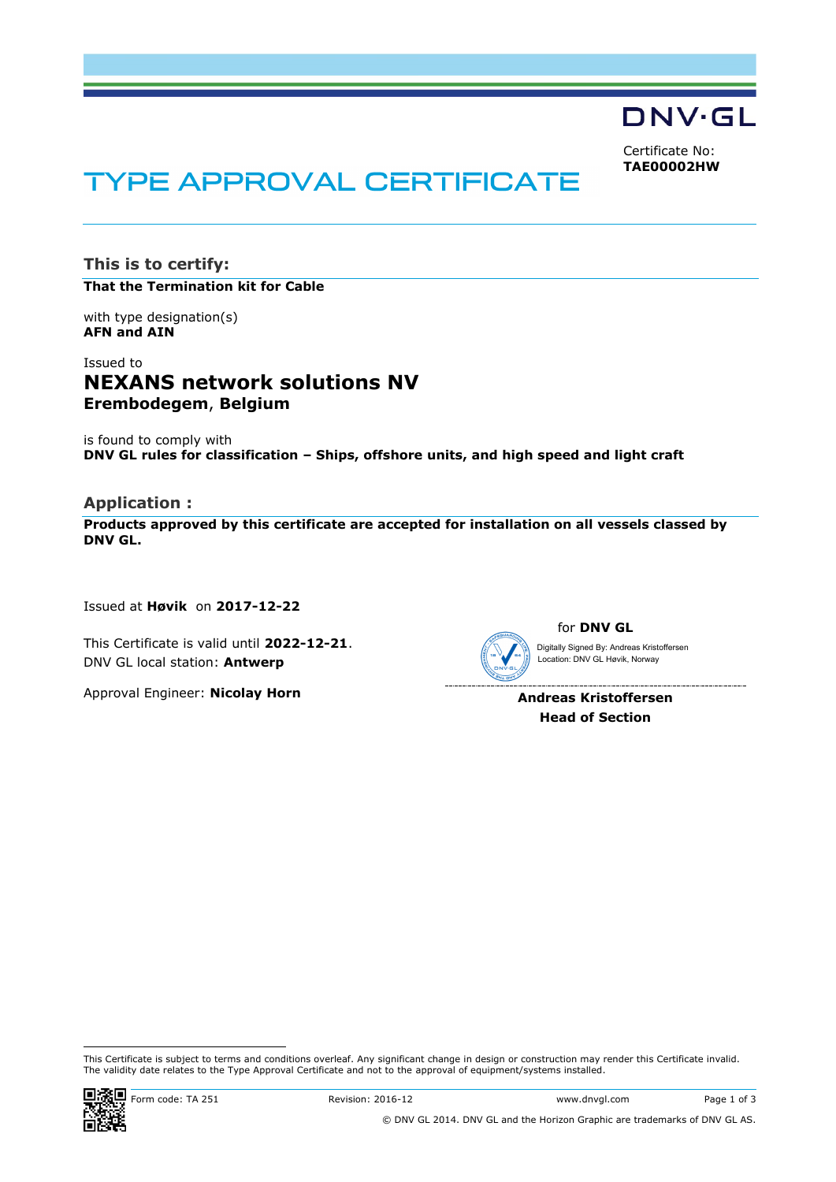DNV·GL

Certificate No:
**TAE00002HW**

# TYPE APPROVAL CERTIFICATE

## This is to certify:

**That the Termination kit for Cable**

with type designation(s)
**AFN and AIN**

Issued to
## NEXANS network solutions NV
**Erembodegem**, **Belgium**

is found to comply with
**DNV GL rules for classification – Ships, offshore units, and high speed and light craft**

## Application :

**Products approved by this certificate are accepted for installation on all vessels classed by DNV GL.**

Issued at **Høvik** on **2017-12-22**

This Certificate is valid until **2022-12-21**.
DNV GL local station: **Antwerp**

Approval Engineer: **Nicolay Horn**

for **DNV GL**

Digitally Signed By: Andreas Kristoffersen
Location: DNV GL Høvik, Norway

**Andreas Kristoffersen**
**Head of Section**

This Certificate is subject to terms and conditions overleaf. Any significant change in design or construction may render this Certificate invalid. The validity date relates to the Type Approval Certificate and not to the approval of equipment/systems installed.

Form code: TA 251 Revision: 2016-12 www.dnvgl.com

© DNV GL 2014. DNV GL and the Horizon Graphic are trademarks of DNV GL AS.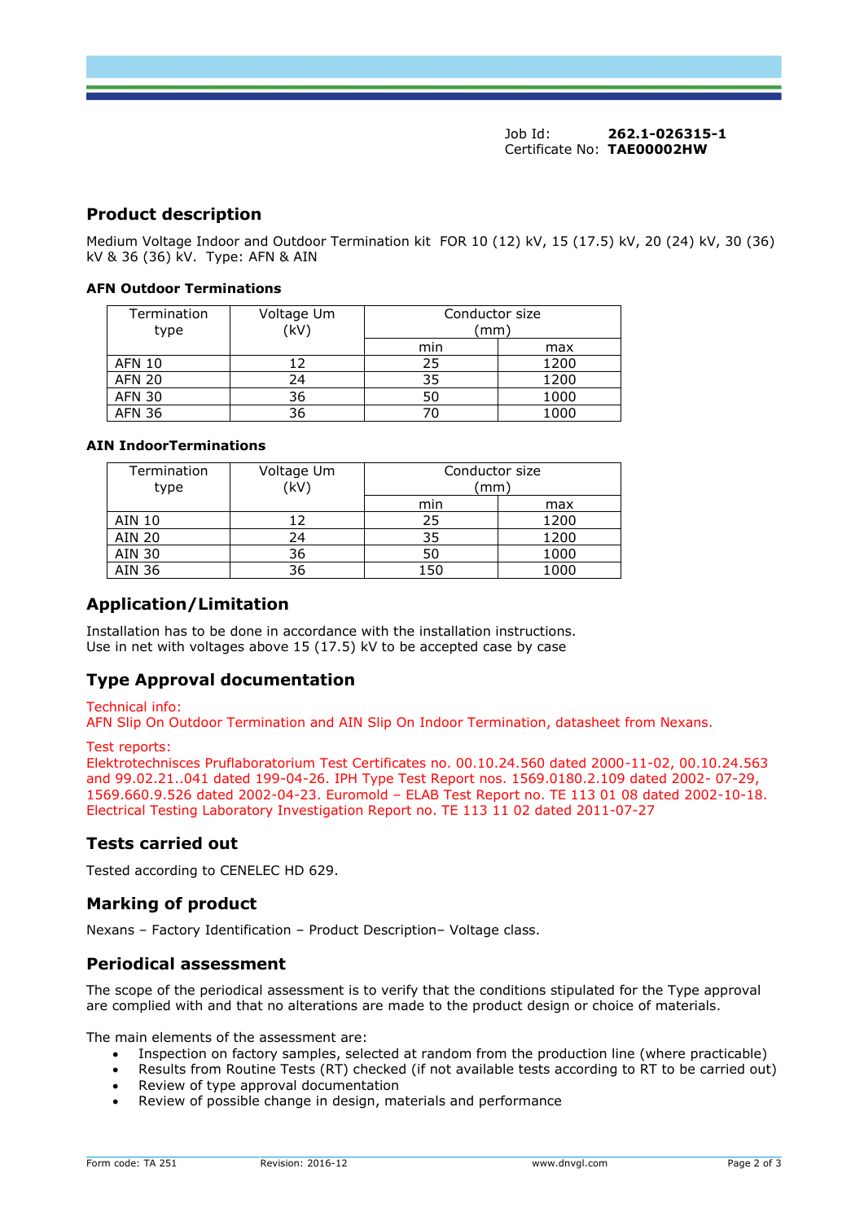Job Id: **262.1-026315-1**
Certificate No: **TAE00002HW**

## Product description

Medium Voltage Indoor and Outdoor Termination kit FOR 10 (12) kV, 15 (17.5) kV, 20 (24) kV, 30 (36) kV & 36 (36) kV. Type: AFN & AIN

### AFN Outdoor Terminations

| Termination type | Voltage Um (kV) | Conductor size (mm) | |
|---|---|---|---|
| | | min | max |
| AFN 10 | 12 | 25 | 1200 |
| AFN 20 | 24 | 35 | 1200 |
| AFN 30 | 36 | 50 | 1000 |
| AFN 36 | 36 | 70 | 1000 |

### AIN IndoorTerminations

| Termination type | Voltage Um (kV) | Conductor size (mm) | |
|---|---|---|---|
| | | min | max |
| AIN 10 | 12 | 25 | 1200 |
| AIN 20 | 24 | 35 | 1200 |
| AIN 30 | 36 | 50 | 1000 |
| AIN 36 | 36 | 150 | 1000 |

## Application/Limitation

Installation has to be done in accordance with the installation instructions.
Use in net with voltages above 15 (17.5) kV to be accepted case by case

## Type Approval documentation

Technical info:
AFN Slip On Outdoor Termination and AIN Slip On Indoor Termination, datasheet from Nexans.

Test reports:
Elektrotechnisces Pruflaboratorium Test Certificates no. 00.10.24.560 dated 2000-11-02, 00.10.24.563 and 99.02.21..041 dated 199-04-26. IPH Type Test Report nos. 1569.0180.2.109 dated 2002- 07-29, 1569.660.9.526 dated 2002-04-23. Euromold – ELAB Test Report no. TE 113 01 08 dated 2002-10-18. Electrical Testing Laboratory Investigation Report no. TE 113 11 02 dated 2011-07-27

## Tests carried out

Tested according to CENELEC HD 629.

## Marking of product

Nexans – Factory Identification – Product Description– Voltage class.

## Periodical assessment

The scope of the periodical assessment is to verify that the conditions stipulated for the Type approval are complied with and that no alterations are made to the product design or choice of materials.

The main elements of the assessment are:

- Inspection on factory samples, selected at random from the production line (where practicable)
- Results from Routine Tests (RT) checked (if not available tests according to RT to be carried out)
- Review of type approval documentation
- Review of possible change in design, materials and performance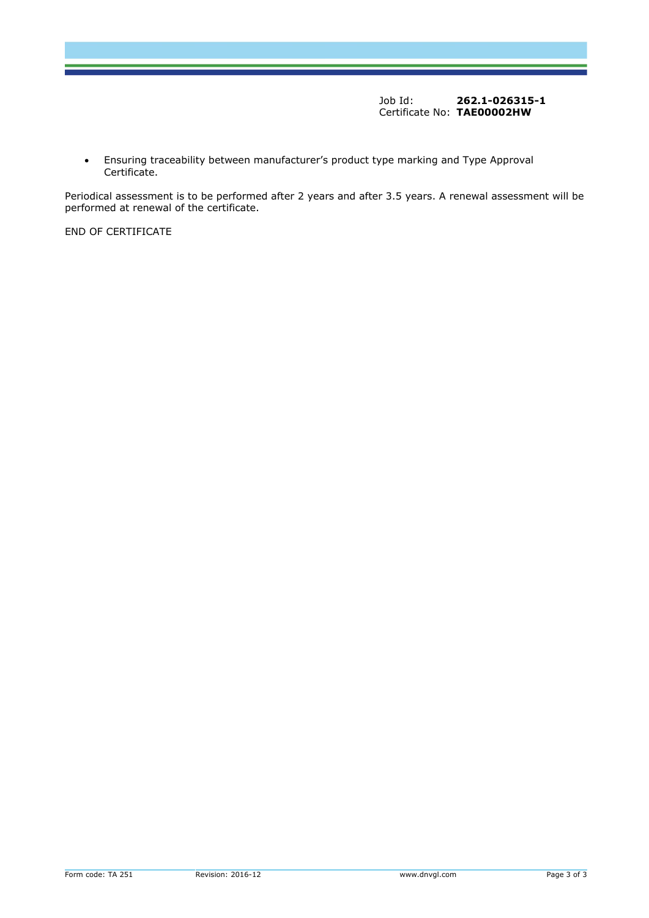Job Id: **262.1-026315-1**
Certificate No: **TAE00002HW**

- Ensuring traceability between manufacturer's product type marking and Type Approval Certificate.

Periodical assessment is to be performed after 2 years and after 3.5 years. A renewal assessment will be performed at renewal of the certificate.

END OF CERTIFICATE